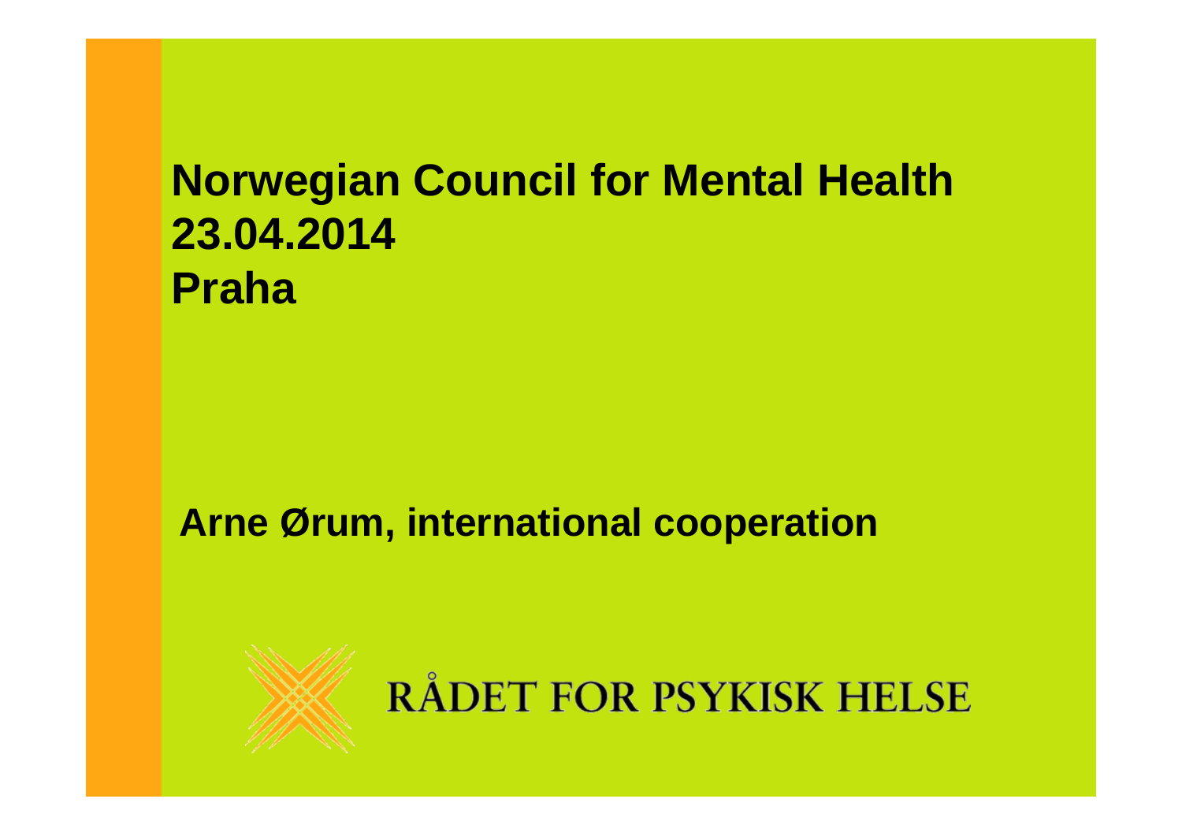# Norwegian Council for Mental Health
# 23.04.2014
# Praha

**Arne Ørum, international cooperation**

RÅDET FOR PSYKISK HELSE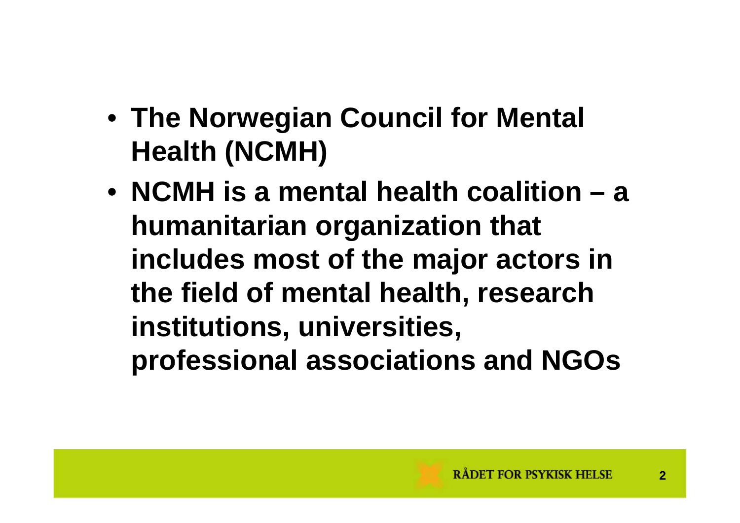- **The Norwegian Council for Mental Health (NCMH)**
- **NCMH is a mental health coalition – a humanitarian organization that includes most of the major actors in the field of mental health, research institutions, universities, professional associations and NGOs**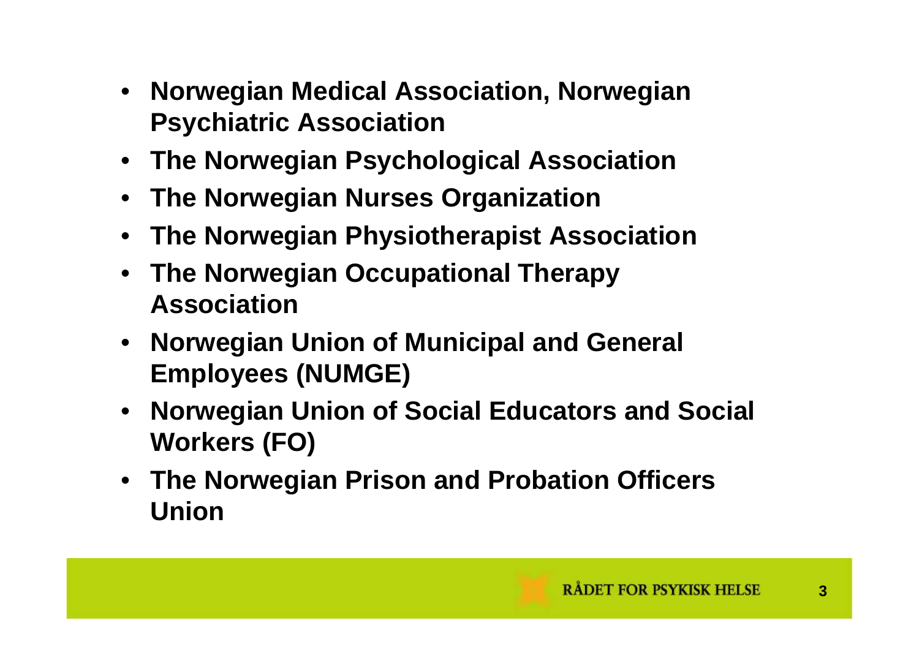- **Norwegian Medical Association, Norwegian Psychiatric Association**
- **The Norwegian Psychological Association**
- **The Norwegian Nurses Organization**
- **The Norwegian Physiotherapist Association**
- **The Norwegian Occupational Therapy Association**
- **Norwegian Union of Municipal and General Employees (NUMGE)**
- **Norwegian Union of Social Educators and Social Workers (FO)**
- **The Norwegian Prison and Probation Officers Union**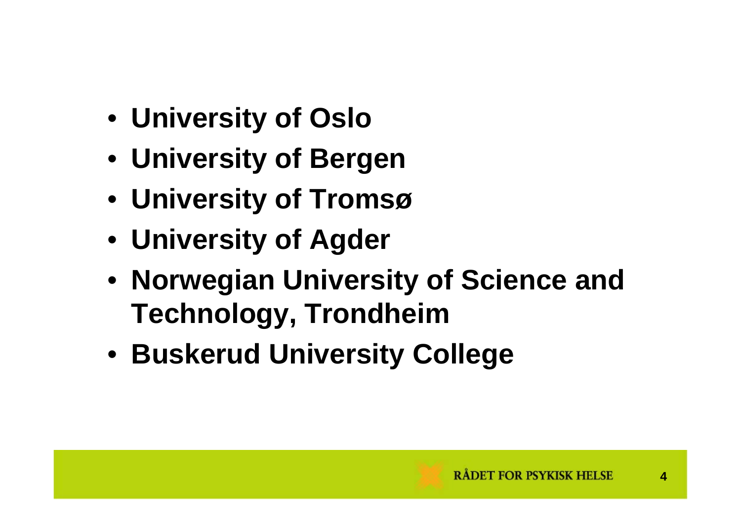- **University of Oslo**
- **University of Bergen**
- **University of Tromsø**
- **University of Agder**
- **Norwegian University of Science and Technology, Trondheim**
- **Buskerud University College**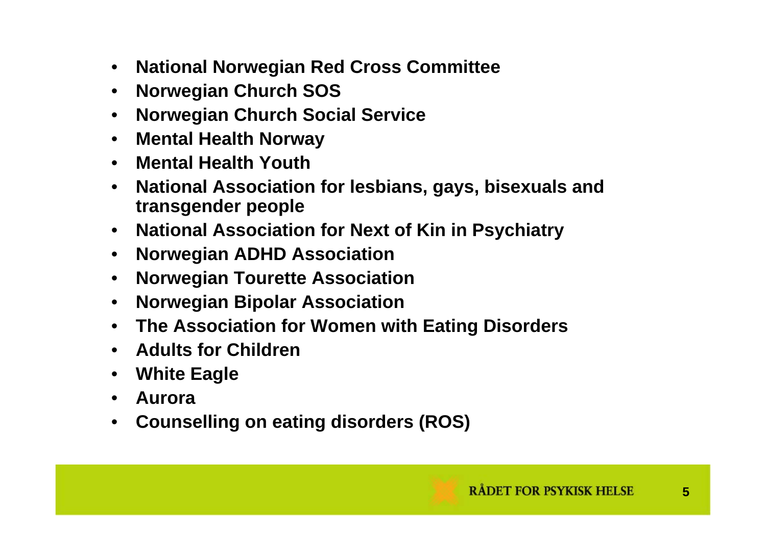- **National Norwegian Red Cross Committee**
- **Norwegian Church SOS**
- **Norwegian Church Social Service**
- **Mental Health Norway**
- **Mental Health Youth**
- **National Association for lesbians, gays, bisexuals and transgender people**
- **National Association for Next of Kin in Psychiatry**
- **Norwegian ADHD Association**
- **Norwegian Tourette Association**
- **Norwegian Bipolar Association**
- **The Association for Women with Eating Disorders**
- **Adults for Children**
- **White Eagle**
- **Aurora**
- **Counselling on eating disorders (ROS)**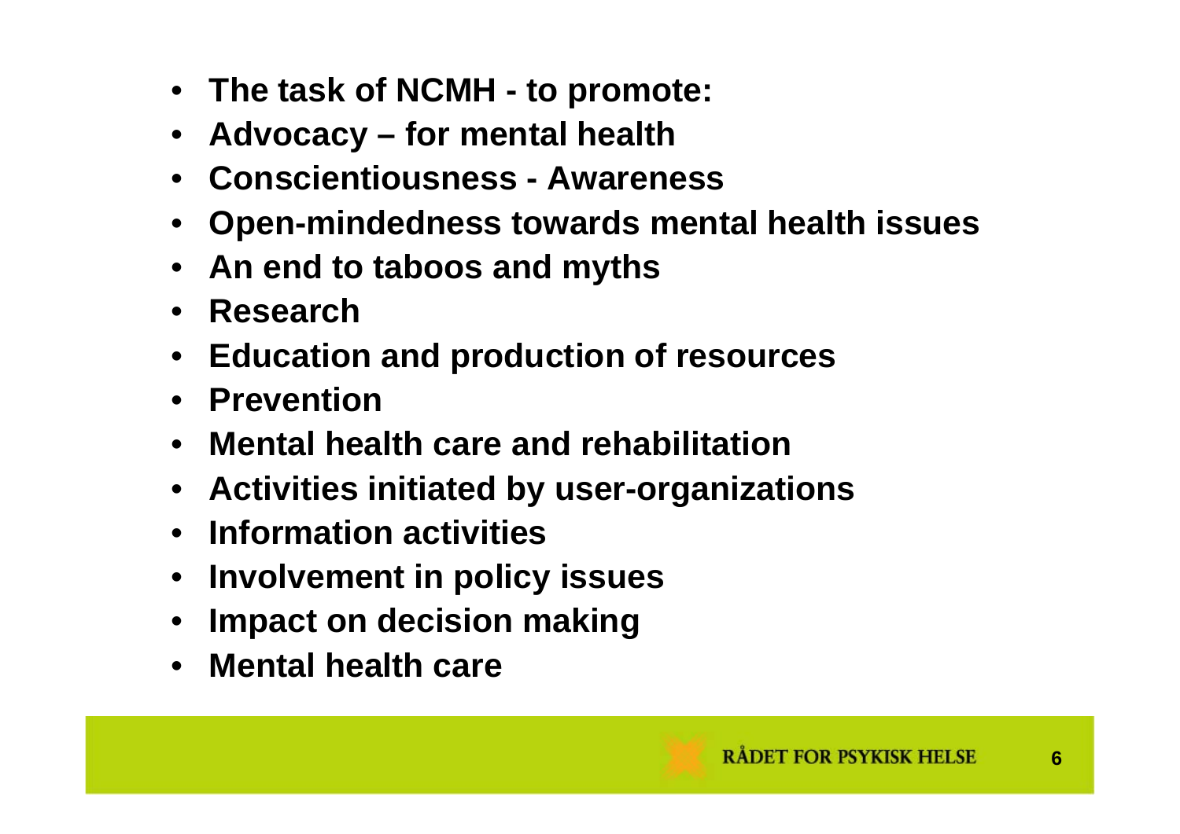- **The task of NCMH - to promote:**
- **Advocacy – for mental health**
- **Conscientiousness - Awareness**
- **Open-mindedness towards mental health issues**
- **An end to taboos and myths**
- **Research**
- **Education and production of resources**
- **Prevention**
- **Mental health care and rehabilitation**
- **Activities initiated by user-organizations**
- **Information activities**
- **Involvement in policy issues**
- **Impact on decision making**
- **Mental health care**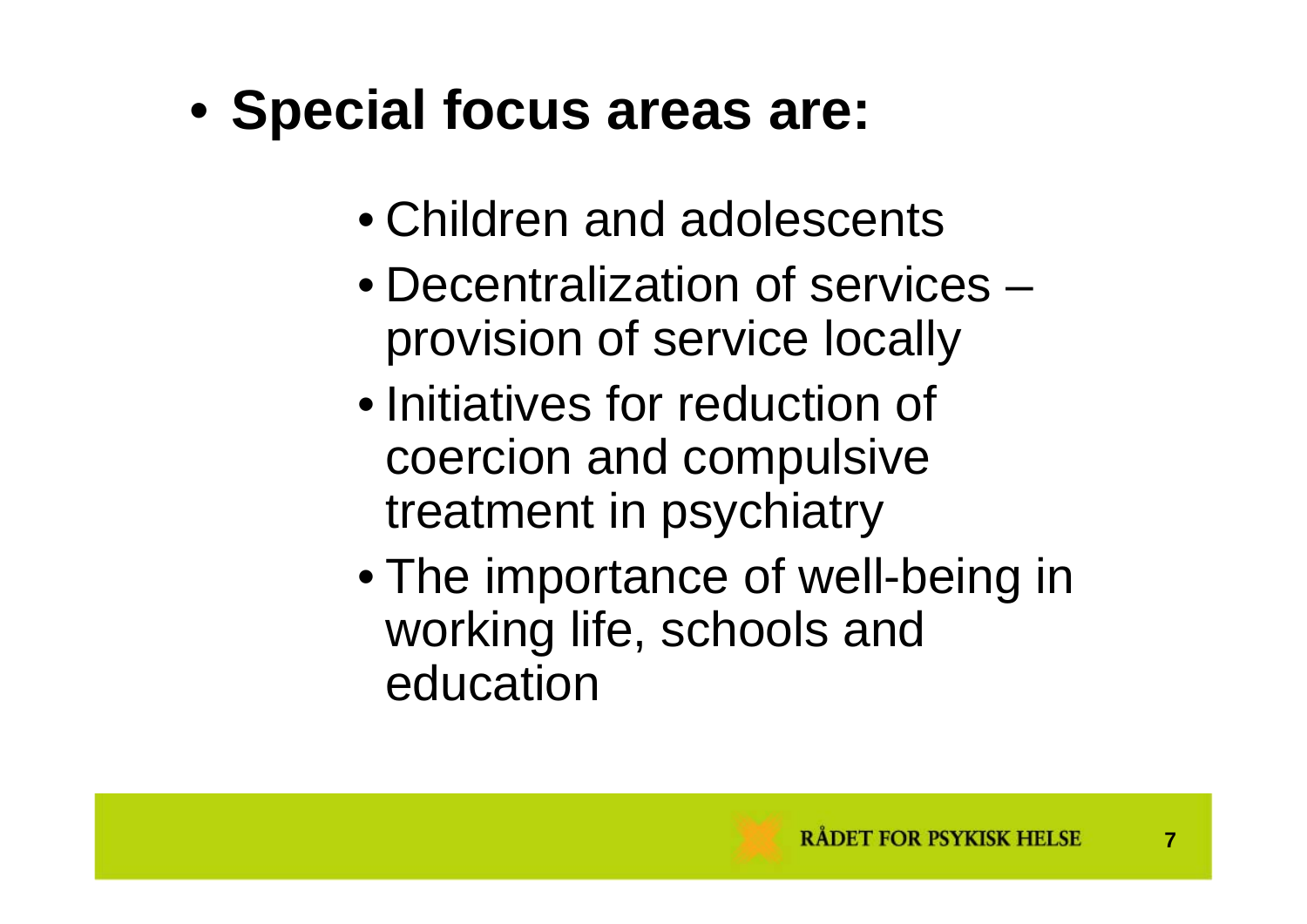- **Special focus areas are:**
  - Children and adolescents
  - Decentralization of services – provision of service locally
  - Initiatives for reduction of coercion and compulsive treatment in psychiatry
  - The importance of well-being in working life, schools and education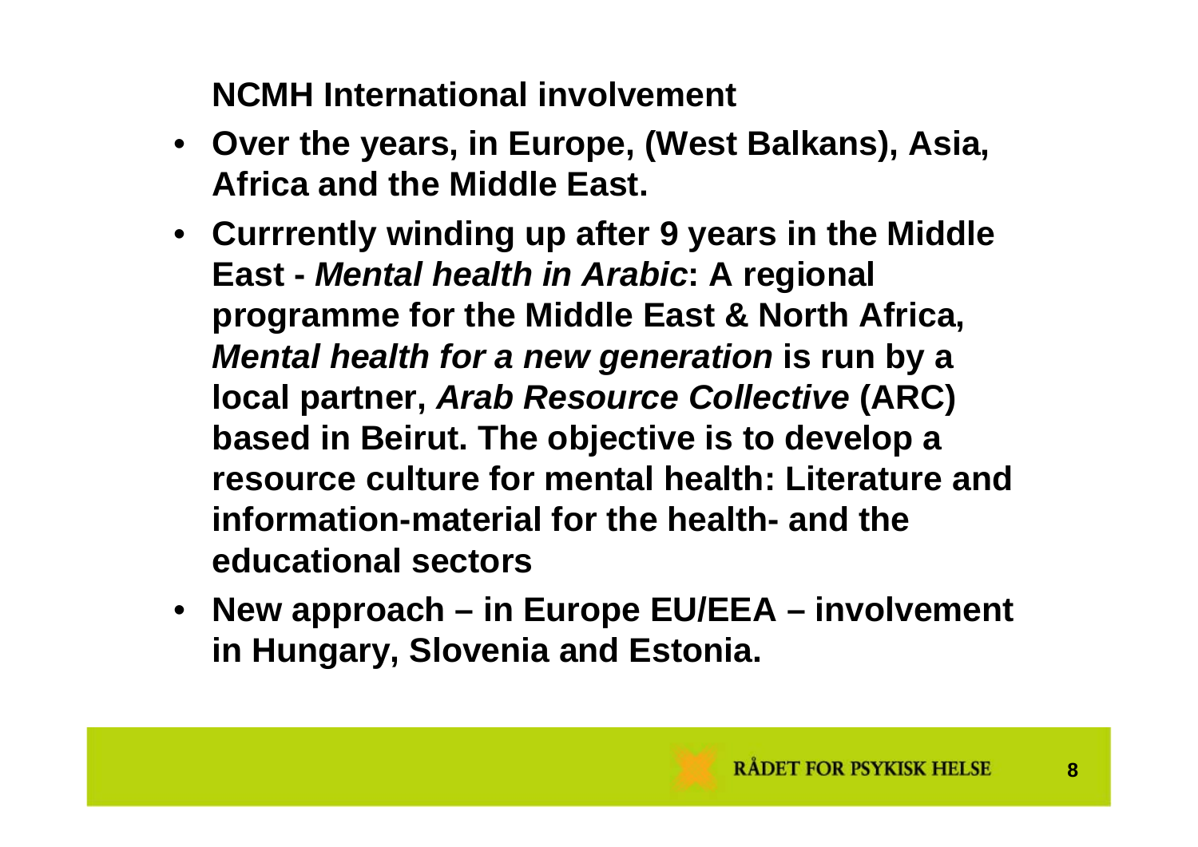**NCMH International involvement**

- **Over the years, in Europe, (West Balkans), Asia, Africa and the Middle East.**
- **Currrently winding up after 9 years in the Middle East -** ***Mental health in Arabic*****: A regional programme for the Middle East & North Africa,** ***Mental health for a new generation*** **is run by a local partner,** ***Arab Resource Collective*** **(ARC) based in Beirut. The objective is to develop a resource culture for mental health: Literature and information-material for the health- and the educational sectors**
- **New approach – in Europe EU/EEA – involvement in Hungary, Slovenia and Estonia.**